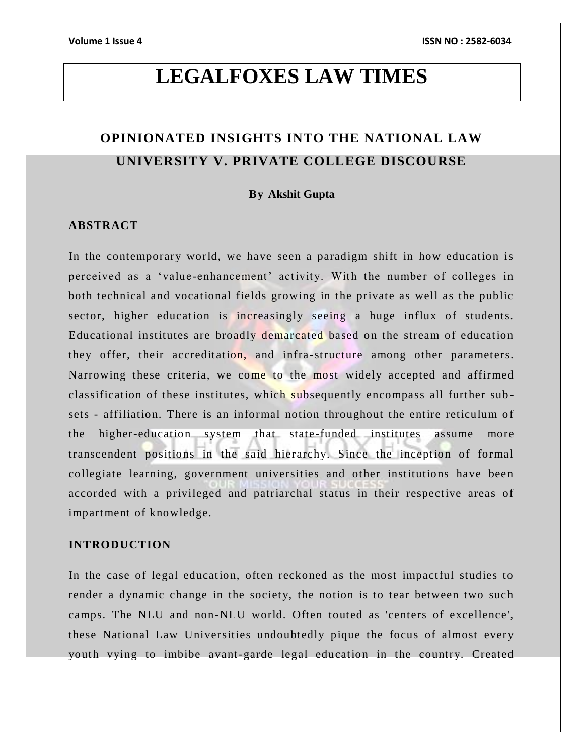# LEGALFOXES LAW TIMES

## OPINIONATED INSIGHTS INTO THE NATIONAL LAW UNIVERSITY V. PRIVATE COLLEGE DISCOURSE

**By Akshit Gupta**

### ABSTRACT

In the contemporary world, we have seen a paradigm shift in how education is perceived as a 'value-enhancement' activity. With the number of colleges in both technical and vocational fields growing in the private as well as the public sector, higher education is increasingly seeing a huge influx of students. Educational institutes are broadly demarcated based on the stream of education they offer, their accreditation, and infra-structure among other parameters. Narrowing these criteria, we come to the most widely accepted and affirmed classification of these institutes, which subsequently encompass all further sub-sets - affiliation. There is an informal notion throughout the entire reticulum of the higher-education system that state-funded institutes assume more transcendent positions in the said hierarchy. Since the inception of formal collegiate learning, government universities and other institutions have been accorded with a privileged and patriarchal status in their respective areas of impartment of knowledge.

### INTRODUCTION

In the case of legal education, often reckoned as the most impactful studies to render a dynamic change in the society, the notion is to tear between two such camps. The NLU and non-NLU world. Often touted as 'centers of excellence', these National Law Universities undoubtedly pique the focus of almost every youth vying to imbibe avant-garde legal education in the country. Created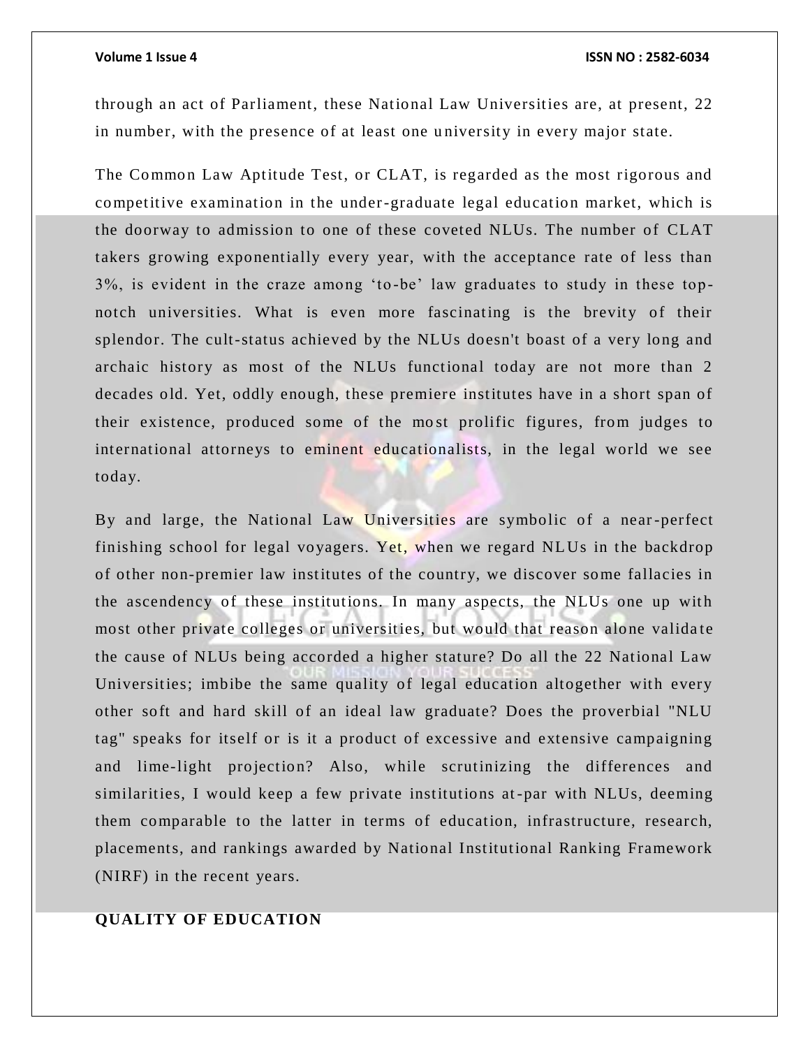through an act of Parliament, these National Law Universities are, at present, 22 in number, with the presence of at least one university in every major state.

The Common Law Aptitude Test, or CLAT, is regarded as the most rigorous and competitive examination in the under-graduate legal education market, which is the doorway to admission to one of these coveted NLUs. The number of CLAT takers growing exponentially every year, with the acceptance rate of less than 3%, is evident in the craze among 'to-be' law graduates to study in these top-notch universities. What is even more fascinating is the brevity of their splendor. The cult-status achieved by the NLUs doesn't boast of a very long and archaic history as most of the NLUs functional today are not more than 2 decades old. Yet, oddly enough, these premiere institutes have in a short span of their existence, produced some of the most prolific figures, from judges to international attorneys to eminent educationalists, in the legal world we see today.

By and large, the National Law Universities are symbolic of a near-perfect finishing school for legal voyagers. Yet, when we regard NLUs in the backdrop of other non-premier law institutes of the country, we discover some fallacies in the ascendency of these institutions. In many aspects, the NLUs one up with most other private colleges or universities, but would that reason alone validate the cause of NLUs being accorded a higher stature? Do all the 22 National Law Universities; imbibe the same quality of legal education altogether with every other soft and hard skill of an ideal law graduate? Does the proverbial "NLU tag" speaks for itself or is it a product of excessive and extensive campaigning and lime-light projection? Also, while scrutinizing the differences and similarities, I would keep a few private institutions at-par with NLUs, deeming them comparable to the latter in terms of education, infrastructure, research, placements, and rankings awarded by National Institutional Ranking Framework (NIRF) in the recent years.

## QUALITY OF EDUCATION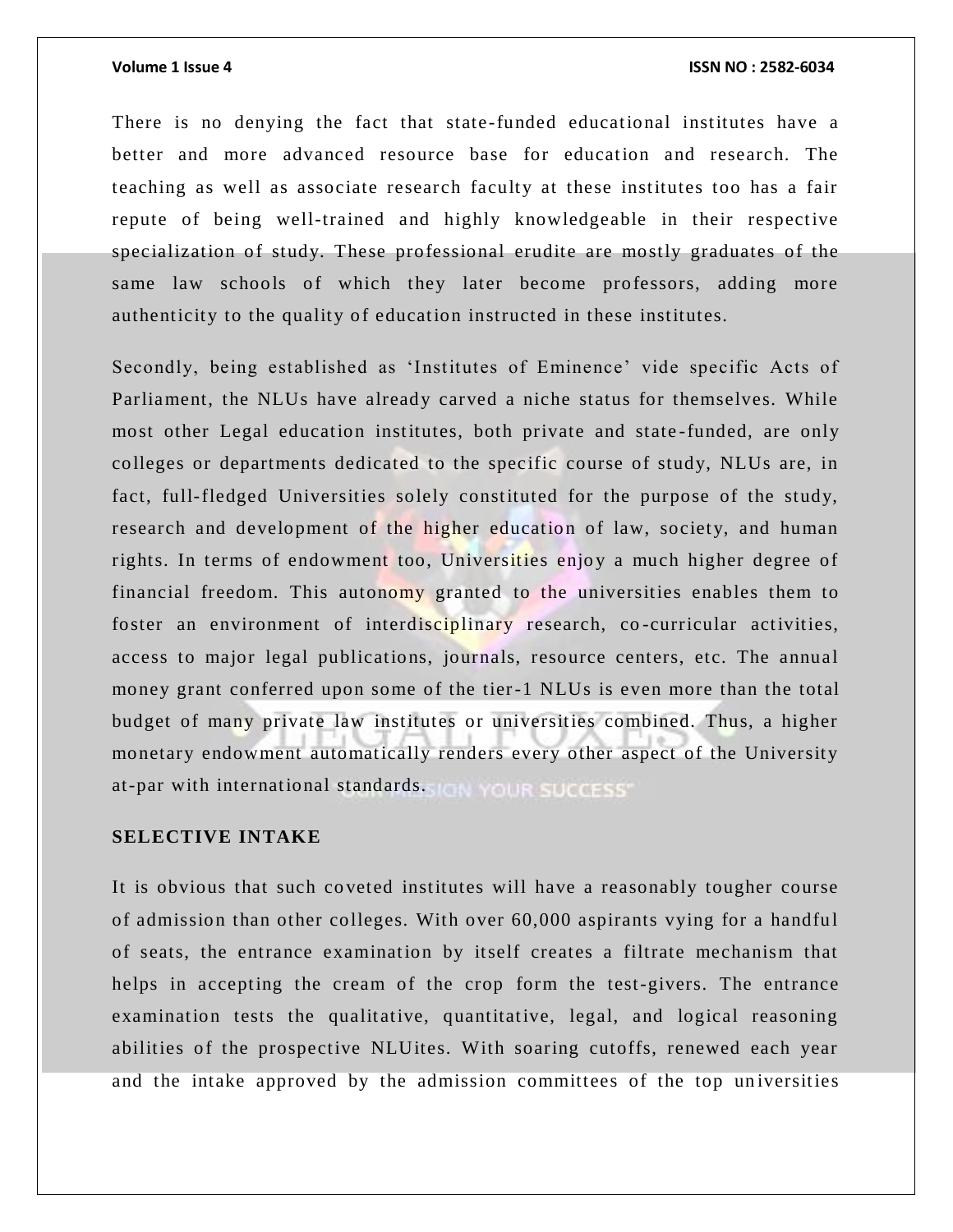There is no denying the fact that state-funded educational institutes have a better and more advanced resource base for education and research. The teaching as well as associate research faculty at these institutes too has a fair repute of being well-trained and highly knowledgeable in their respective specialization of study. These professional erudite are mostly graduates of the same law schools of which they later become professors, adding more authenticity to the quality of education instructed in these institutes.

Secondly, being established as 'Institutes of Eminence' vide specific Acts of Parliament, the NLUs have already carved a niche status for themselves. While most other Legal education institutes, both private and state-funded, are only colleges or departments dedicated to the specific course of study, NLUs are, in fact, full-fledged Universities solely constituted for the purpose of the study, research and development of the higher education of law, society, and human rights. In terms of endowment too, Universities enjoy a much higher degree of financial freedom. This autonomy granted to the universities enables them to foster an environment of interdisciplinary research, co-curricular activities, access to major legal publications, journals, resource centers, etc. The annual money grant conferred upon some of the tier-1 NLUs is even more than the total budget of many private law institutes or universities combined. Thus, a higher monetary endowment automatically renders every other aspect of the University at-par with international standards.

## SELECTIVE INTAKE

It is obvious that such coveted institutes will have a reasonably tougher course of admission than other colleges. With over 60,000 aspirants vying for a handful of seats, the entrance examination by itself creates a filtrate mechanism that helps in accepting the cream of the crop form the test-givers. The entrance examination tests the qualitative, quantitative, legal, and logical reasoning abilities of the prospective NLUites. With soaring cutoffs, renewed each year and the intake approved by the admission committees of the top universities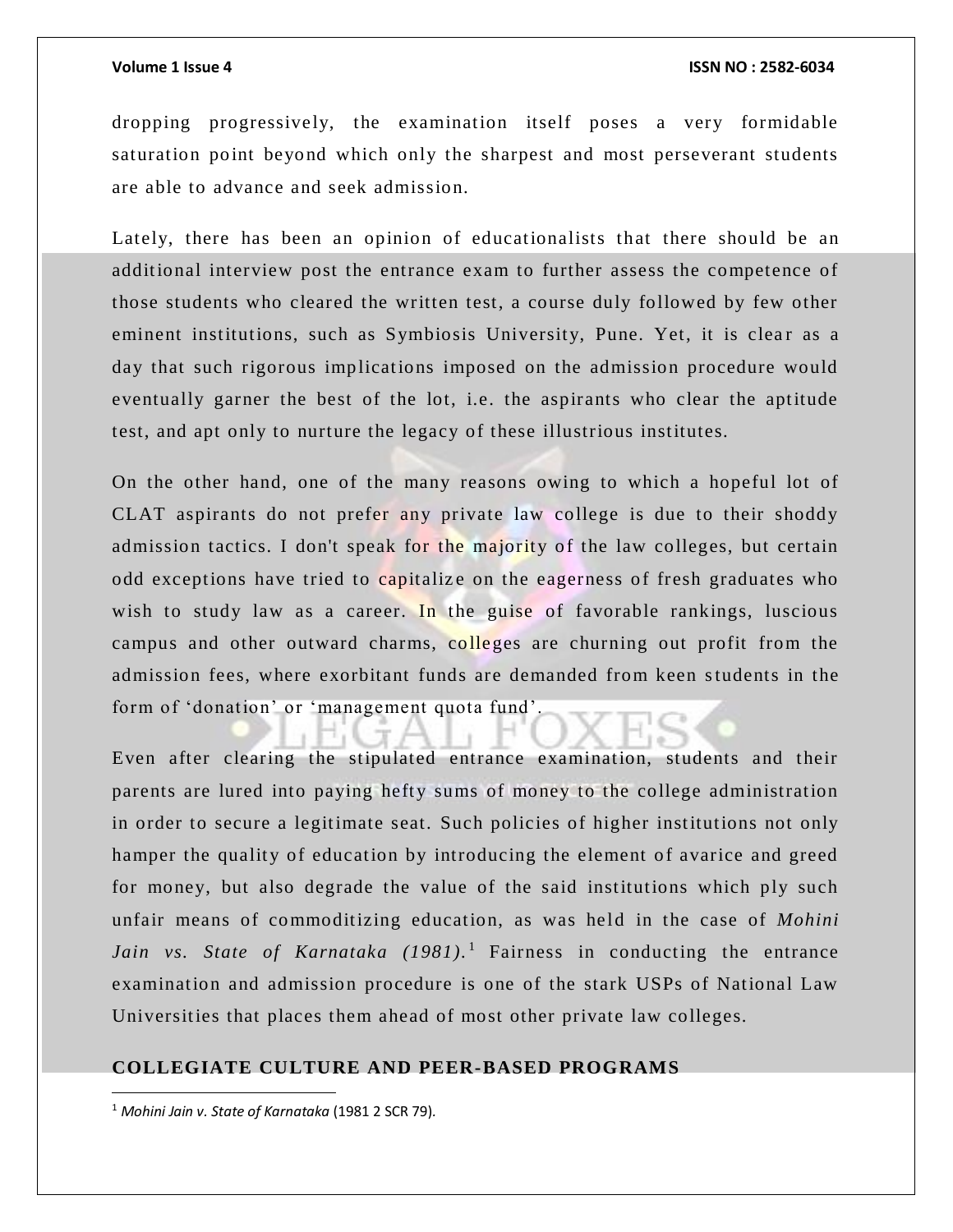dropping progressively, the examination itself poses a very formidable saturation point beyond which only the sharpest and most perseverant students are able to advance and seek admission.

Lately, there has been an opinion of educationalists that there should be an additional interview post the entrance exam to further assess the competence of those students who cleared the written test, a course duly followed by few other eminent institutions, such as Symbiosis University, Pune. Yet, it is clear as a day that such rigorous implications imposed on the admission procedure would eventually garner the best of the lot, i.e. the aspirants who clear the aptitude test, and apt only to nurture the legacy of these illustrious institutes.

On the other hand, one of the many reasons owing to which a hopeful lot of CLAT aspirants do not prefer any private law college is due to their shoddy admission tactics. I don't speak for the majority of the law colleges, but certain odd exceptions have tried to capitalize on the eagerness of fresh graduates who wish to study law as a career. In the guise of favorable rankings, luscious campus and other outward charms, colleges are churning out profit from the admission fees, where exorbitant funds are demanded from keen students in the form of 'donation' or 'management quota fund'.

Even after clearing the stipulated entrance examination, students and their parents are lured into paying hefty sums of money to the college administration in order to secure a legitimate seat. Such policies of higher institutions not only hamper the quality of education by introducing the element of avarice and greed for money, but also degrade the value of the said institutions which ply such unfair means of commoditizing education, as was held in the case of *Mohini Jain vs. State of Karnataka (1981).*[1] Fairness in conducting the entrance examination and admission procedure is one of the stark USPs of National Law Universities that places them ahead of most other private law colleges.

## COLLEGIATE CULTURE AND PEER-BASED PROGRAMS

[1] *Mohini Jain v. State of Karnataka* (1981 2 SCR 79).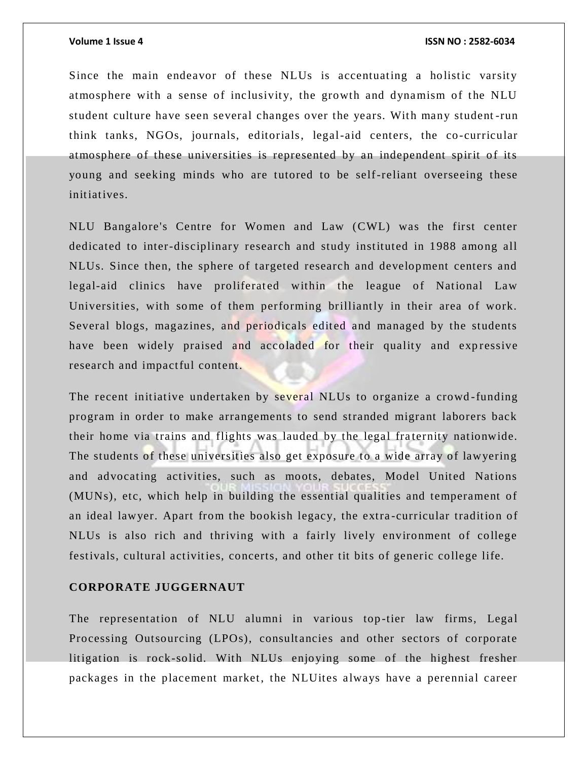Since the main endeavor of these NLUs is accentuating a holistic varsity atmosphere with a sense of inclusivity, the growth and dynamism of the NLU student culture have seen several changes over the years. With many student-run think tanks, NGOs, journals, editorials, legal-aid centers, the co-curricular atmosphere of these universities is represented by an independent spirit of its young and seeking minds who are tutored to be self-reliant overseeing these initiatives.

NLU Bangalore's Centre for Women and Law (CWL) was the first center dedicated to inter-disciplinary research and study instituted in 1988 among all NLUs. Since then, the sphere of targeted research and development centers and legal-aid clinics have proliferated within the league of National Law Universities, with some of them performing brilliantly in their area of work. Several blogs, magazines, and periodicals edited and managed by the students have been widely praised and accoladed for their quality and expressive research and impactful content.

The recent initiative undertaken by several NLUs to organize a crowd-funding program in order to make arrangements to send stranded migrant laborers back their home via trains and flights was lauded by the legal fraternity nationwide. The students of these universities also get exposure to a wide array of lawyering and advocating activities, such as moots, debates, Model United Nations (MUNs), etc, which help in building the essential qualities and temperament of an ideal lawyer. Apart from the bookish legacy, the extra-curricular tradition of NLUs is also rich and thriving with a fairly lively environment of college festivals, cultural activities, concerts, and other tit bits of generic college life.

## CORPORATE JUGGERNAUT

The representation of NLU alumni in various top-tier law firms, Legal Processing Outsourcing (LPOs), consultancies and other sectors of corporate litigation is rock-solid. With NLUs enjoying some of the highest fresher packages in the placement market, the NLUites always have a perennial career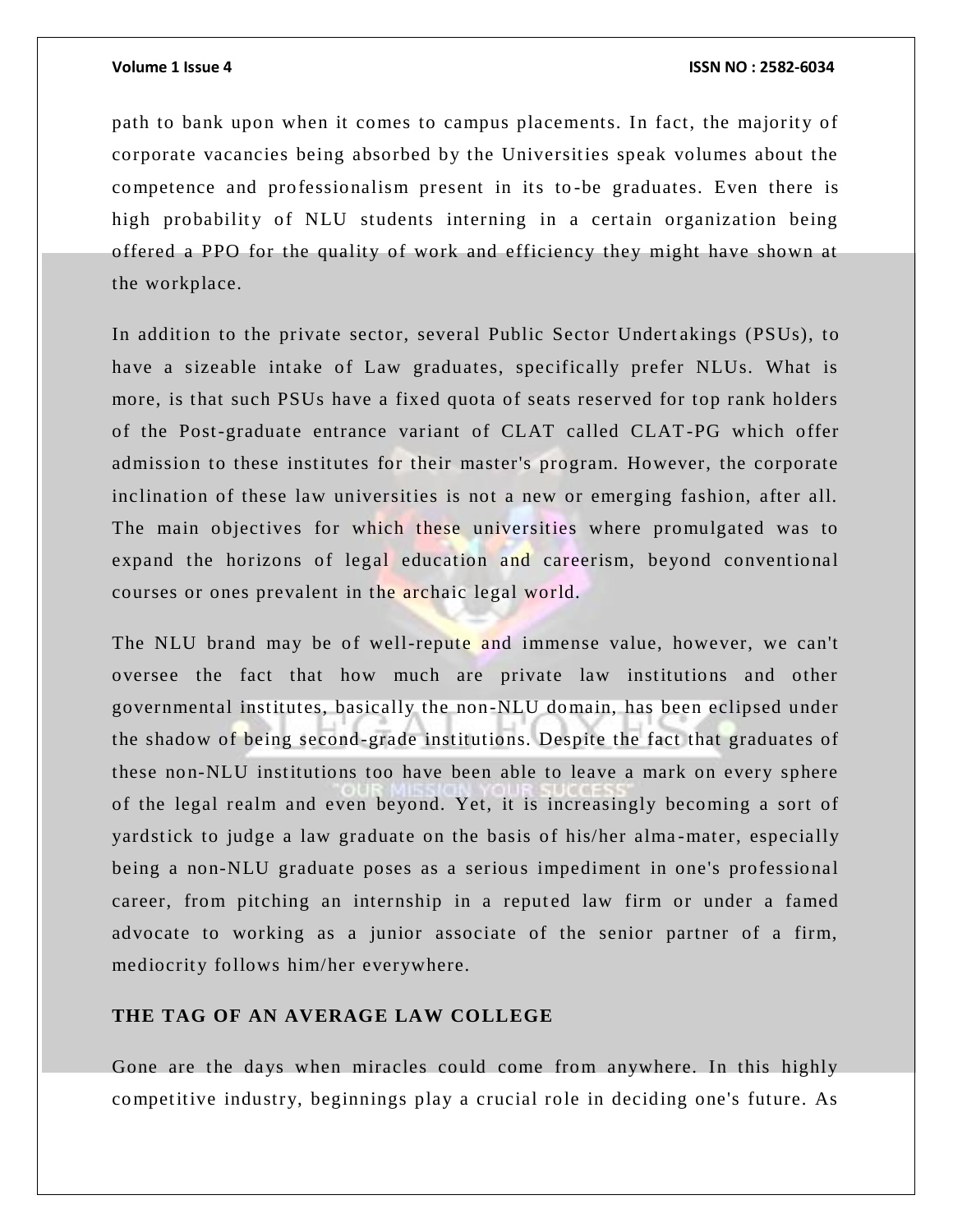path to bank upon when it comes to campus placements. In fact, the majority of corporate vacancies being absorbed by the Universities speak volumes about the competence and professionalism present in its to-be graduates. Even there is high probability of NLU students interning in a certain organization being offered a PPO for the quality of work and efficiency they might have shown at the workplace.

In addition to the private sector, several Public Sector Undertakings (PSUs), to have a sizeable intake of Law graduates, specifically prefer NLUs. What is more, is that such PSUs have a fixed quota of seats reserved for top rank holders of the Post-graduate entrance variant of CLAT called CLAT-PG which offer admission to these institutes for their master's program. However, the corporate inclination of these law universities is not a new or emerging fashion, after all. The main objectives for which these universities where promulgated was to expand the horizons of legal education and careerism, beyond conventional courses or ones prevalent in the archaic legal world.

The NLU brand may be of well-repute and immense value, however, we can't oversee the fact that how much are private law institutions and other governmental institutes, basically the non-NLU domain, has been eclipsed under the shadow of being second-grade institutions. Despite the fact that graduates of these non-NLU institutions too have been able to leave a mark on every sphere of the legal realm and even beyond. Yet, it is increasingly becoming a sort of yardstick to judge a law graduate on the basis of his/her alma-mater, especially being a non-NLU graduate poses as a serious impediment in one's professional career, from pitching an internship in a reputed law firm or under a famed advocate to working as a junior associate of the senior partner of a firm, mediocrity follows him/her everywhere.

## THE TAG OF AN AVERAGE LAW COLLEGE

Gone are the days when miracles could come from anywhere. In this highly competitive industry, beginnings play a crucial role in deciding one's future. As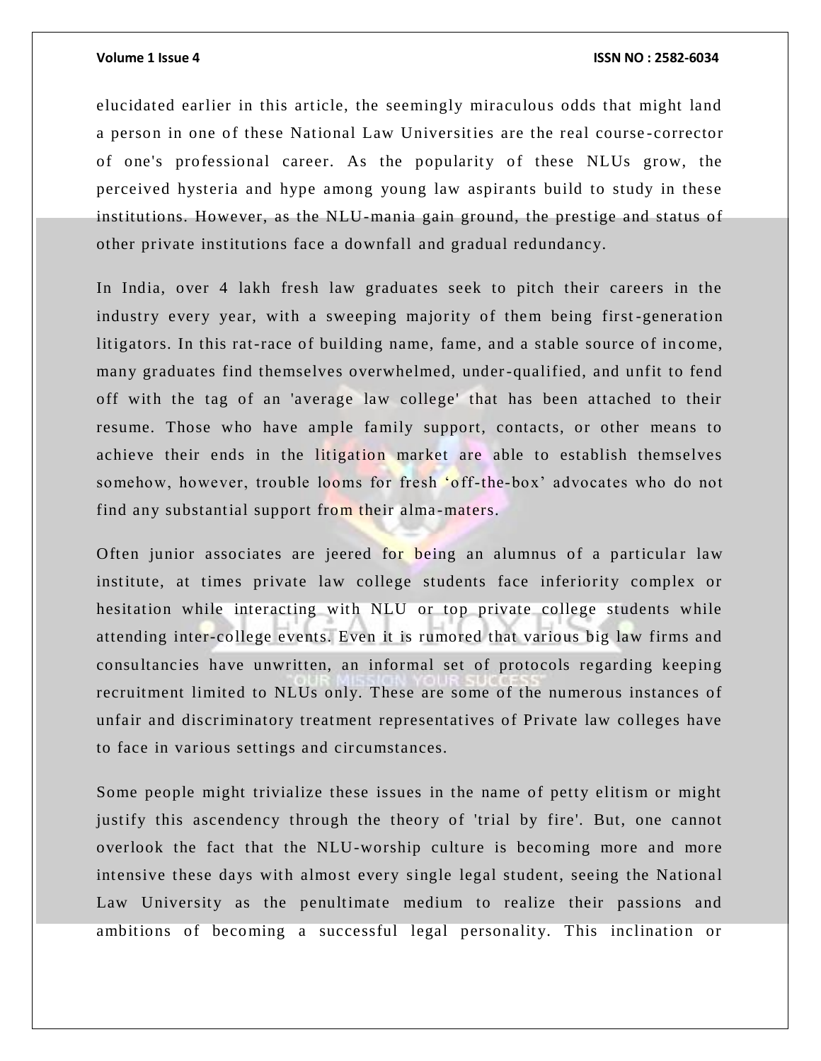elucidated earlier in this article, the seemingly miraculous odds that might land a person in one of these National Law Universities are the real course-corrector of one's professional career. As the popularity of these NLUs grow, the perceived hysteria and hype among young law aspirants build to study in these institutions. However, as the NLU-mania gain ground, the prestige and status of other private institutions face a downfall and gradual redundancy.

In India, over 4 lakh fresh law graduates seek to pitch their careers in the industry every year, with a sweeping majority of them being first-generation litigators. In this rat-race of building name, fame, and a stable source of income, many graduates find themselves overwhelmed, under-qualified, and unfit to fend off with the tag of an 'average law college' that has been attached to their resume. Those who have ample family support, contacts, or other means to achieve their ends in the litigation market are able to establish themselves somehow, however, trouble looms for fresh 'off-the-box' advocates who do not find any substantial support from their alma-maters.

Often junior associates are jeered for being an alumnus of a particular law institute, at times private law college students face inferiority complex or hesitation while interacting with NLU or top private college students while attending inter-college events. Even it is rumored that various big law firms and consultancies have unwritten, an informal set of protocols regarding keeping recruitment limited to NLUs only. These are some of the numerous instances of unfair and discriminatory treatment representatives of Private law colleges have to face in various settings and circumstances.

Some people might trivialize these issues in the name of petty elitism or might justify this ascendency through the theory of 'trial by fire'. But, one cannot overlook the fact that the NLU-worship culture is becoming more and more intensive these days with almost every single legal student, seeing the National Law University as the penultimate medium to realize their passions and ambitions of becoming a successful legal personality. This inclination or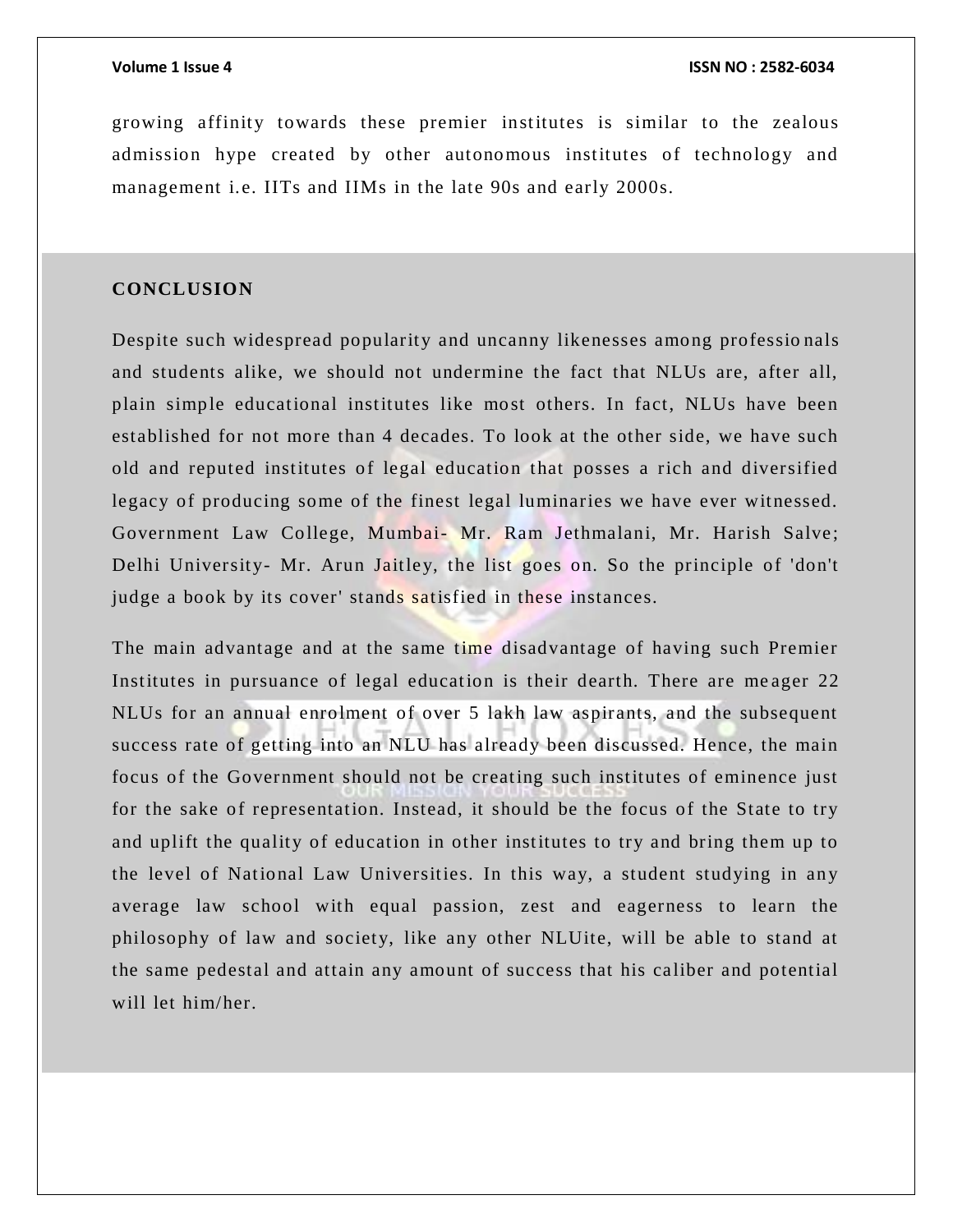growing affinity towards these premier institutes is similar to the zealous admission hype created by other autonomous institutes of technology and management i.e. IITs and IIMs in the late 90s and early 2000s.

## CONCLUSION

Despite such widespread popularity and uncanny likenesses among professionals and students alike, we should not undermine the fact that NLUs are, after all, plain simple educational institutes like most others. In fact, NLUs have been established for not more than 4 decades. To look at the other side, we have such old and reputed institutes of legal education that posses a rich and diversified legacy of producing some of the finest legal luminaries we have ever witnessed. Government Law College, Mumbai- Mr. Ram Jethmalani, Mr. Harish Salve; Delhi University- Mr. Arun Jaitley, the list goes on. So the principle of 'don't judge a book by its cover' stands satisfied in these instances.

The main advantage and at the same time disadvantage of having such Premier Institutes in pursuance of legal education is their dearth. There are meager 22 NLUs for an annual enrolment of over 5 lakh law aspirants, and the subsequent success rate of getting into an NLU has already been discussed. Hence, the main focus of the Government should not be creating such institutes of eminence just for the sake of representation. Instead, it should be the focus of the State to try and uplift the quality of education in other institutes to try and bring them up to the level of National Law Universities. In this way, a student studying in any average law school with equal passion, zest and eagerness to learn the philosophy of law and society, like any other NLUite, will be able to stand at the same pedestal and attain any amount of success that his caliber and potential will let him/her.